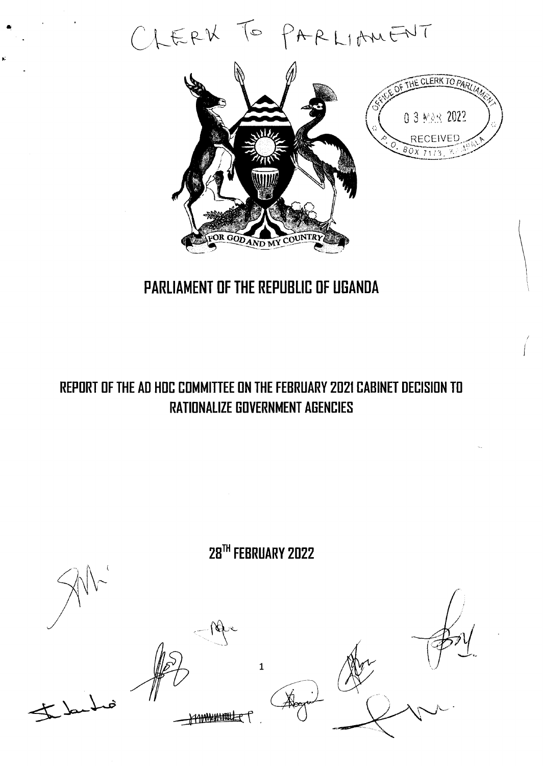CLERK TO PARLIAMENT

OFFICE OF THE CLERK TO PARLIAMENT
03 MAR 2022
RECEIVED
P. O. BOX 7178, KAMPALA

FOR GOD AND MY COUNTRY

# PARLIAMENT OF THE REPUBLIC OF UGANDA

## REPORT OF THE AD HOC COMMITTEE ON THE FEBRUARY 2021 CABINET DECISION TO RATIONALIZE GOVERNMENT AGENCIES

28TH FEBRUARY 2022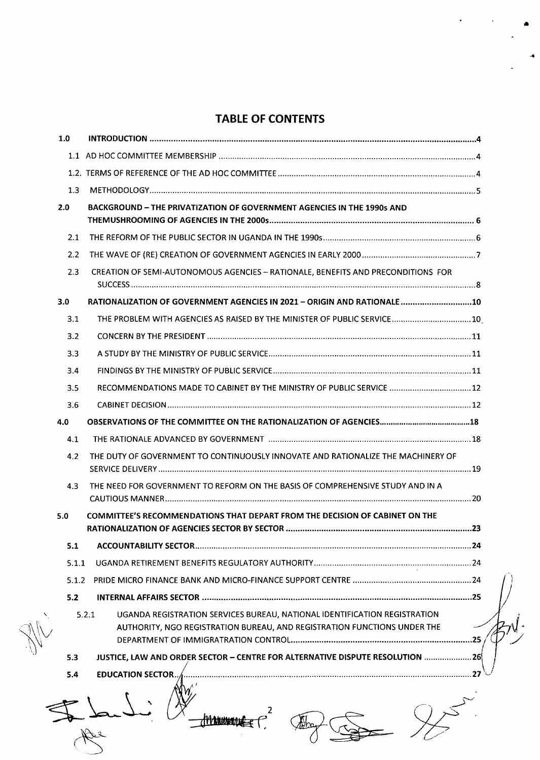# TABLE OF CONTENTS

| | | |
|---|---|---|
| 1.0 | INTRODUCTION | 4 |
| 1.1 | AD HOC COMMITTEE MEMBERSHIP | 4 |
| 1.2. | TERMS OF REFERENCE OF THE AD HOC COMMITTEE | 4 |
| 1.3 | METHODOLOGY | 5 |
| 2.0 | BACKGROUND – THE PRIVATIZATION OF GOVERNMENT AGENCIES IN THE 1990s AND THEMUSHROOMING OF AGENCIES IN THE 2000s | 6 |
| 2.1 | THE REFORM OF THE PUBLIC SECTOR IN UGANDA IN THE 1990s | 6 |
| 2.2 | THE WAVE OF (RE) CREATION OF GOVERNMENT AGENCIES IN EARLY 2000 | 7 |
| 2.3 | CREATION OF SEMI-AUTONOMOUS AGENCIES – RATIONALE, BENEFITS AND PRECONDITIONS FOR SUCCESS | 8 |
| 3.0 | RATIONALIZATION OF GOVERNMENT AGENCIES IN 2021 – ORIGIN AND RATIONALE | 10 |
| 3.1 | THE PROBLEM WITH AGENCIES AS RAISED BY THE MINISTER OF PUBLIC SERVICE | 10 |
| 3.2 | CONCERN BY THE PRESIDENT | 11 |
| 3.3 | A STUDY BY THE MINISTRY OF PUBLIC SERVICE | 11 |
| 3.4 | FINDINGS BY THE MINISTRY OF PUBLIC SERVICE | 11 |
| 3.5 | RECOMMENDATIONS MADE TO CABINET BY THE MINISTRY OF PUBLIC SERVICE | 12 |
| 3.6 | CABINET DECISION | 12 |
| 4.0 | OBSERVATIONS OF THE COMMITTEE ON THE RATIONALIZATION OF AGENCIES | 18 |
| 4.1 | THE RATIONALE ADVANCED BY GOVERNMENT | 18 |
| 4.2 | THE DUTY OF GOVERNMENT TO CONTINUOUSLY INNOVATE AND RATIONALIZE THE MACHINERY OF SERVICE DELIVERY | 19 |
| 4.3 | THE NEED FOR GOVERNMENT TO REFORM ON THE BASIS OF COMPREHENSIVE STUDY AND IN A CAUTIOUS MANNER | 20 |
| 5.0 | COMMITTEE'S RECOMMENDATIONS THAT DEPART FROM THE DECISION OF CABINET ON THE RATIONALIZATION OF AGENCIES SECTOR BY SECTOR | 23 |
| 5.1 | ACCOUNTABILITY SECTOR | 24 |
| 5.1.1 | UGANDA RETIREMENT BENEFITS REGULATORY AUTHORITY | 24 |
| 5.1.2 | PRIDE MICRO FINANCE BANK AND MICRO-FINANCE SUPPORT CENTRE | 24 |
| 5.2 | INTERNAL AFFAIRS SECTOR | 25 |
| 5.2.1 | UGANDA REGISTRATION SERVICES BUREAU, NATIONAL IDENTIFICATION REGISTRATION AUTHORITY, NGO REGISTRATION BUREAU, AND REGISTRATION FUNCTIONS UNDER THE DEPARTMENT OF IMMIGRATRATION CONTROL | 25 |
| 5.3 | JUSTICE, LAW AND ORDER SECTOR – CENTRE FOR ALTERNATIVE DISPUTE RESOLUTION | 26 |
| 5.4 | EDUCATION SECTOR | 27 |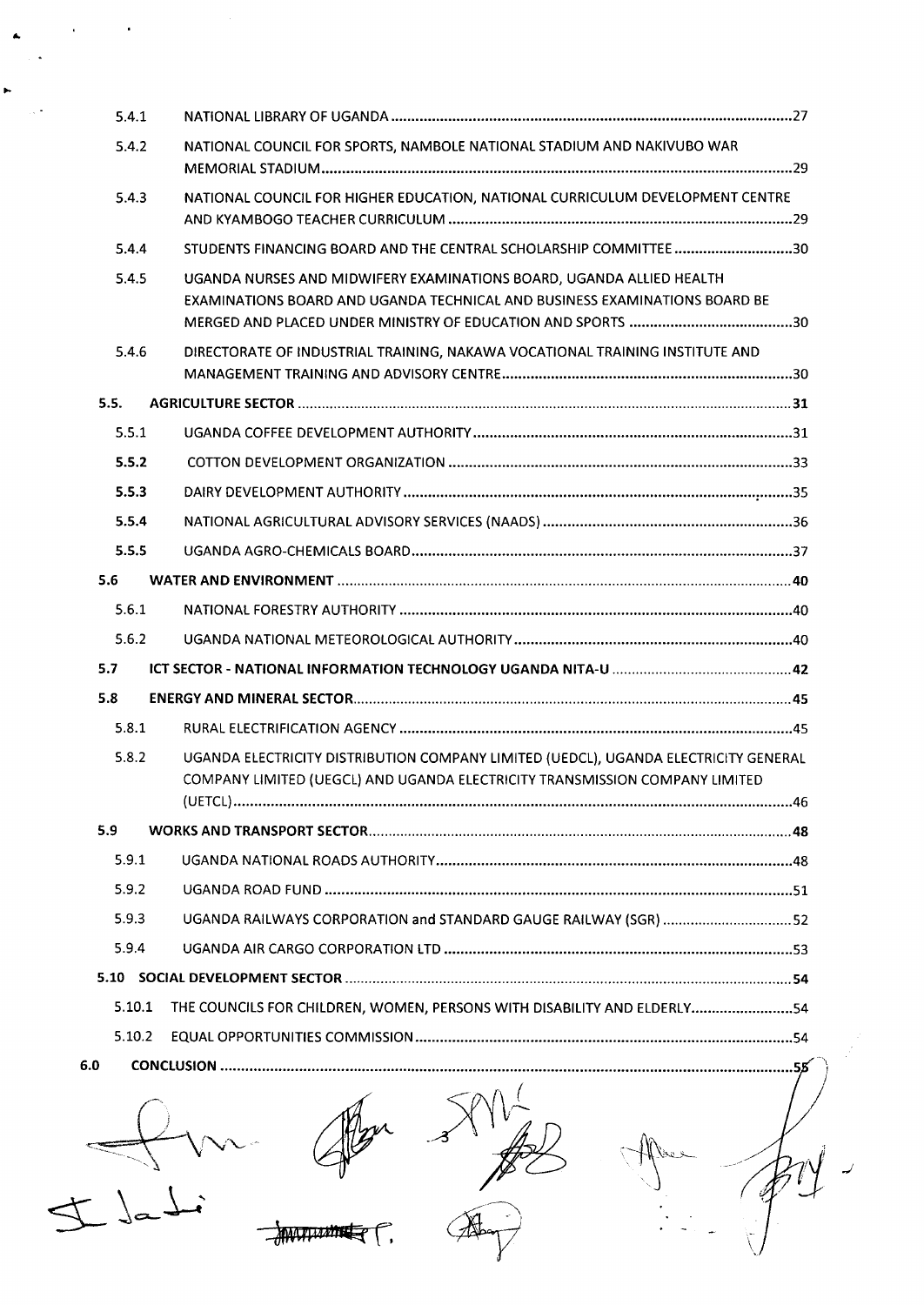| | | |
|---|---|---|
| 5.4.1 | NATIONAL LIBRARY OF UGANDA | 27 |
| 5.4.2 | NATIONAL COUNCIL FOR SPORTS, NAMBOLE NATIONAL STADIUM AND NAKIVUBO WAR MEMORIAL STADIUM | 29 |
| 5.4.3 | NATIONAL COUNCIL FOR HIGHER EDUCATION, NATIONAL CURRICULUM DEVELOPMENT CENTRE AND KYAMBOGO TEACHER CURRICULUM | 29 |
| 5.4.4 | STUDENTS FINANCING BOARD AND THE CENTRAL SCHOLARSHIP COMMITTEE | 30 |
| 5.4.5 | UGANDA NURSES AND MIDWIFERY EXAMINATIONS BOARD, UGANDA ALLIED HEALTH EXAMINATIONS BOARD AND UGANDA TECHNICAL AND BUSINESS EXAMINATIONS BOARD BE MERGED AND PLACED UNDER MINISTRY OF EDUCATION AND SPORTS | 30 |
| 5.4.6 | DIRECTORATE OF INDUSTRIAL TRAINING, NAKAWA VOCATIONAL TRAINING INSTITUTE AND MANAGEMENT TRAINING AND ADVISORY CENTRE | 30 |
| **5.5.** | **AGRICULTURE SECTOR** | **31** |
| 5.5.1 | UGANDA COFFEE DEVELOPMENT AUTHORITY | 31 |
| **5.5.2** | COTTON DEVELOPMENT ORGANIZATION | 33 |
| **5.5.3** | DAIRY DEVELOPMENT AUTHORITY | 35 |
| **5.5.4** | NATIONAL AGRICULTURAL ADVISORY SERVICES (NAADS) | 36 |
| **5.5.5** | UGANDA AGRO-CHEMICALS BOARD | 37 |
| **5.6** | **WATER AND ENVIRONMENT** | **40** |
| 5.6.1 | NATIONAL FORESTRY AUTHORITY | 40 |
| 5.6.2 | UGANDA NATIONAL METEOROLOGICAL AUTHORITY | 40 |
| **5.7** | **ICT SECTOR - NATIONAL INFORMATION TECHNOLOGY UGANDA NITA-U** | **42** |
| **5.8** | **ENERGY AND MINERAL SECTOR** | **45** |
| 5.8.1 | RURAL ELECTRIFICATION AGENCY | 45 |
| 5.8.2 | UGANDA ELECTRICITY DISTRIBUTION COMPANY LIMITED (UEDCL), UGANDA ELECTRICITY GENERAL COMPANY LIMITED (UEGCL) AND UGANDA ELECTRICITY TRANSMISSION COMPANY LIMITED (UETCL) | 46 |
| **5.9** | **WORKS AND TRANSPORT SECTOR** | **48** |
| 5.9.1 | UGANDA NATIONAL ROADS AUTHORITY | 48 |
| 5.9.2 | UGANDA ROAD FUND | 51 |
| 5.9.3 | UGANDA RAILWAYS CORPORATION and STANDARD GAUGE RAILWAY (SGR) | 52 |
| 5.9.4 | UGANDA AIR CARGO CORPORATION LTD | 53 |
| **5.10** | **SOCIAL DEVELOPMENT SECTOR** | **54** |
| 5.10.1 | THE COUNCILS FOR CHILDREN, WOMEN, PERSONS WITH DISABILITY AND ELDERLY | 54 |
| 5.10.2 | EQUAL OPPORTUNITIES COMMISSION | 54 |
| **6.0** | **CONCLUSION** | **55** |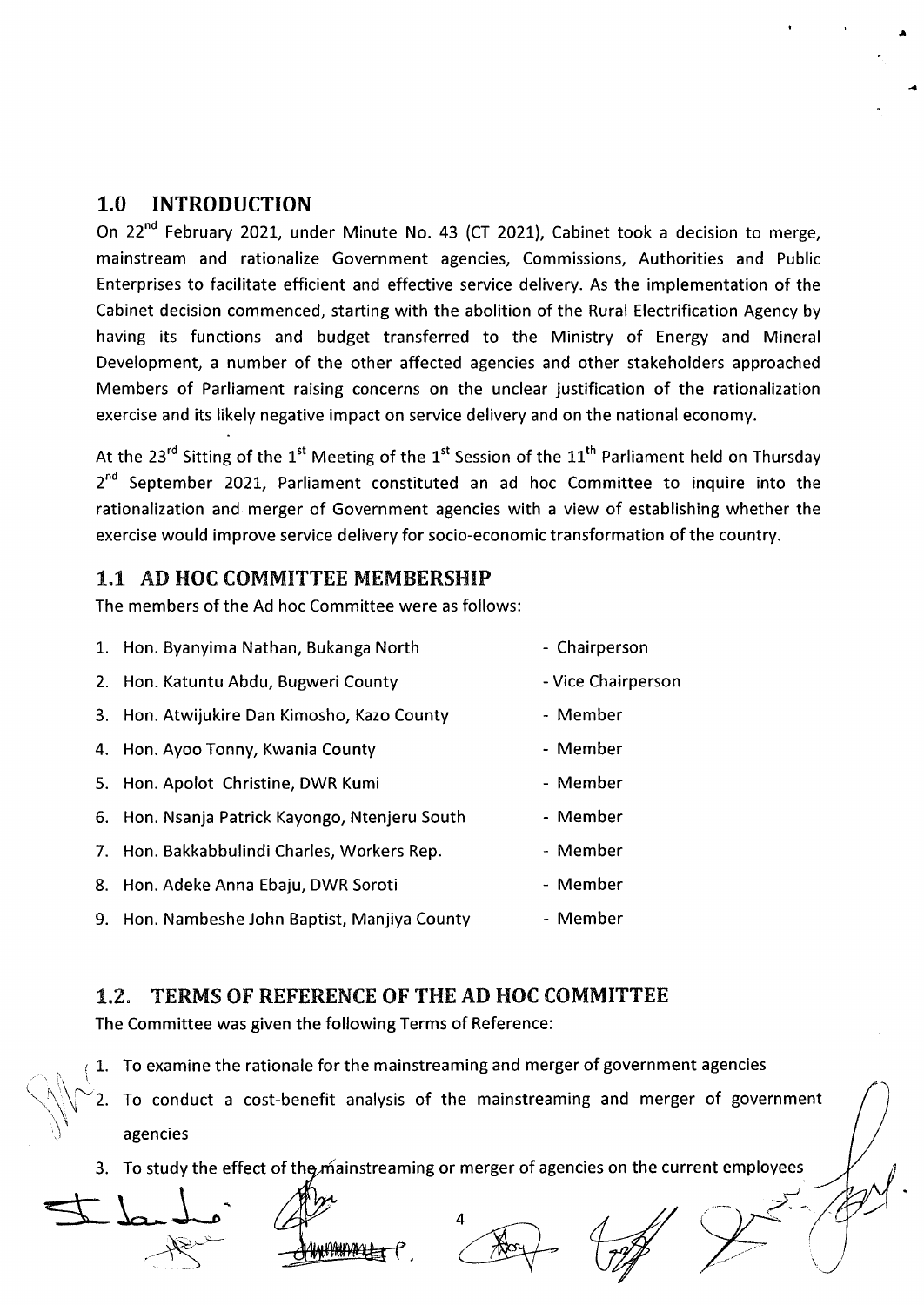## 1.0 INTRODUCTION

On 22nd February 2021, under Minute No. 43 (CT 2021), Cabinet took a decision to merge, mainstream and rationalize Government agencies, Commissions, Authorities and Public Enterprises to facilitate efficient and effective service delivery. As the implementation of the Cabinet decision commenced, starting with the abolition of the Rural Electrification Agency by having its functions and budget transferred to the Ministry of Energy and Mineral Development, a number of the other affected agencies and other stakeholders approached Members of Parliament raising concerns on the unclear justification of the rationalization exercise and its likely negative impact on service delivery and on the national economy.

At the 23rd Sitting of the 1st Meeting of the 1st Session of the 11th Parliament held on Thursday 2nd September 2021, Parliament constituted an ad hoc Committee to inquire into the rationalization and merger of Government agencies with a view of establishing whether the exercise would improve service delivery for socio-economic transformation of the country.

### 1.1 AD HOC COMMITTEE MEMBERSHIP

The members of the Ad hoc Committee were as follows:

1. Hon. Byanyima Nathan, Bukanga North - Chairperson
2. Hon. Katuntu Abdu, Bugweri County - Vice Chairperson
3. Hon. Atwijukire Dan Kimosho, Kazo County - Member
4. Hon. Ayoo Tonny, Kwania County - Member
5. Hon. Apolot Christine, DWR Kumi - Member
6. Hon. Nsanja Patrick Kayongo, Ntenjeru South - Member
7. Hon. Bakkabbulindi Charles, Workers Rep. - Member
8. Hon. Adeke Anna Ebaju, DWR Soroti - Member
9. Hon. Nambeshe John Baptist, Manjiya County - Member

### 1.2. TERMS OF REFERENCE OF THE AD HOC COMMITTEE

The Committee was given the following Terms of Reference:

1. To examine the rationale for the mainstreaming and merger of government agencies
2. To conduct a cost-benefit analysis of the mainstreaming and merger of government agencies
3. To study the effect of the mainstreaming or merger of agencies on the current employees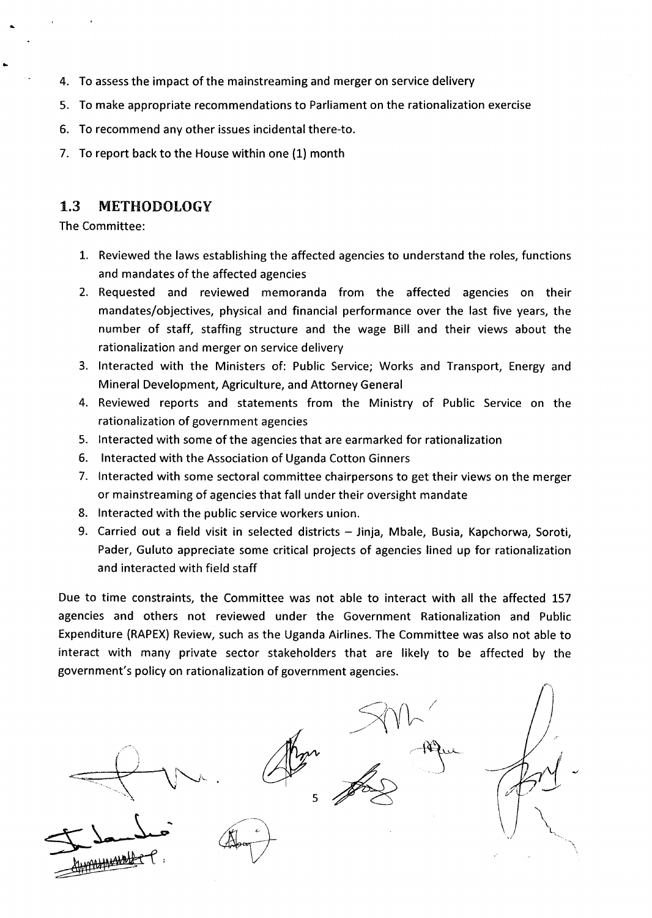4. To assess the impact of the mainstreaming and merger on service delivery
5. To make appropriate recommendations to Parliament on the rationalization exercise
6. To recommend any other issues incidental there-to.
7. To report back to the House within one (1) month

## 1.3 METHODOLOGY

The Committee:

1. Reviewed the laws establishing the affected agencies to understand the roles, functions and mandates of the affected agencies
2. Requested and reviewed memoranda from the affected agencies on their mandates/objectives, physical and financial performance over the last five years, the number of staff, staffing structure and the wage Bill and their views about the rationalization and merger on service delivery
3. Interacted with the Ministers of: Public Service; Works and Transport, Energy and Mineral Development, Agriculture, and Attorney General
4. Reviewed reports and statements from the Ministry of Public Service on the rationalization of government agencies
5. Interacted with some of the agencies that are earmarked for rationalization
6. Interacted with the Association of Uganda Cotton Ginners
7. Interacted with some sectoral committee chairpersons to get their views on the merger or mainstreaming of agencies that fall under their oversight mandate
8. Interacted with the public service workers union.
9. Carried out a field visit in selected districts – Jinja, Mbale, Busia, Kapchorwa, Soroti, Pader, Guluto appreciate some critical projects of agencies lined up for rationalization and interacted with field staff

Due to time constraints, the Committee was not able to interact with all the affected 157 agencies and others not reviewed under the Government Rationalization and Public Expenditure (RAPEX) Review, such as the Uganda Airlines. The Committee was also not able to interact with many private sector stakeholders that are likely to be affected by the government's policy on rationalization of government agencies.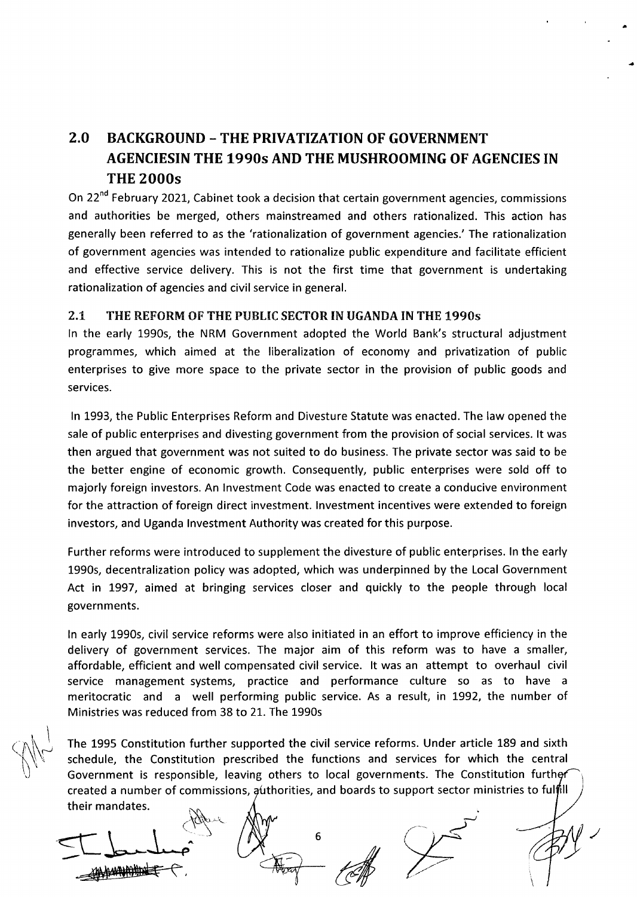## 2.0 BACKGROUND – THE PRIVATIZATION OF GOVERNMENT AGENCIESIN THE 1990s AND THE MUSHROOMING OF AGENCIES IN THE 2000s

On 22nd February 2021, Cabinet took a decision that certain government agencies, commissions and authorities be merged, others mainstreamed and others rationalized. This action has generally been referred to as the 'rationalization of government agencies.' The rationalization of government agencies was intended to rationalize public expenditure and facilitate efficient and effective service delivery. This is not the first time that government is undertaking rationalization of agencies and civil service in general.

### 2.1 THE REFORM OF THE PUBLIC SECTOR IN UGANDA IN THE 1990s

In the early 1990s, the NRM Government adopted the World Bank's structural adjustment programmes, which aimed at the liberalization of economy and privatization of public enterprises to give more space to the private sector in the provision of public goods and services.

In 1993, the Public Enterprises Reform and Divesture Statute was enacted. The law opened the sale of public enterprises and divesting government from the provision of social services. It was then argued that government was not suited to do business. The private sector was said to be the better engine of economic growth. Consequently, public enterprises were sold off to majorly foreign investors. An Investment Code was enacted to create a conducive environment for the attraction of foreign direct investment. Investment incentives were extended to foreign investors, and Uganda Investment Authority was created for this purpose.

Further reforms were introduced to supplement the divesture of public enterprises. In the early 1990s, decentralization policy was adopted, which was underpinned by the Local Government Act in 1997, aimed at bringing services closer and quickly to the people through local governments.

In early 1990s, civil service reforms were also initiated in an effort to improve efficiency in the delivery of government services. The major aim of this reform was to have a smaller, affordable, efficient and well compensated civil service. It was an attempt to overhaul civil service management systems, practice and performance culture so as to have a meritocratic and a well performing public service. As a result, in 1992, the number of Ministries was reduced from 38 to 21. The 1990s

The 1995 Constitution further supported the civil service reforms. Under article 189 and sixth schedule, the Constitution prescribed the functions and services for which the central Government is responsible, leaving others to local governments. The Constitution further created a number of commissions, authorities, and boards to support sector ministries to fulfill their mandates.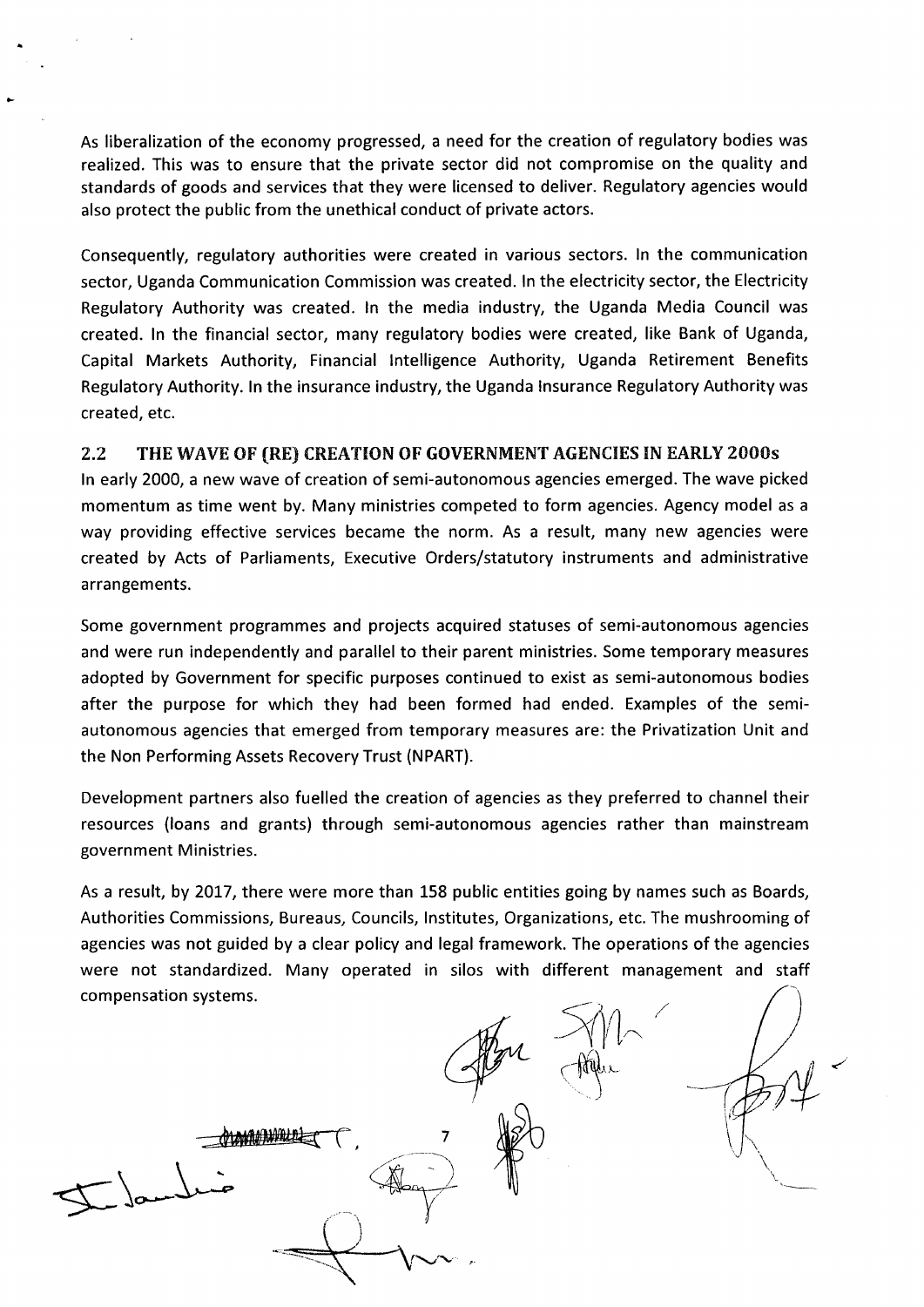As liberalization of the economy progressed, a need for the creation of regulatory bodies was realized. This was to ensure that the private sector did not compromise on the quality and standards of goods and services that they were licensed to deliver. Regulatory agencies would also protect the public from the unethical conduct of private actors.

Consequently, regulatory authorities were created in various sectors. In the communication sector, Uganda Communication Commission was created. In the electricity sector, the Electricity Regulatory Authority was created. In the media industry, the Uganda Media Council was created. In the financial sector, many regulatory bodies were created, like Bank of Uganda, Capital Markets Authority, Financial Intelligence Authority, Uganda Retirement Benefits Regulatory Authority. In the insurance industry, the Uganda Insurance Regulatory Authority was created, etc.

## 2.2 THE WAVE OF (RE) CREATION OF GOVERNMENT AGENCIES IN EARLY 2000s

In early 2000, a new wave of creation of semi-autonomous agencies emerged. The wave picked momentum as time went by. Many ministries competed to form agencies. Agency model as a way providing effective services became the norm. As a result, many new agencies were created by Acts of Parliaments, Executive Orders/statutory instruments and administrative arrangements.

Some government programmes and projects acquired statuses of semi-autonomous agencies and were run independently and parallel to their parent ministries. Some temporary measures adopted by Government for specific purposes continued to exist as semi-autonomous bodies after the purpose for which they had been formed had ended. Examples of the semi-autonomous agencies that emerged from temporary measures are: the Privatization Unit and the Non Performing Assets Recovery Trust (NPART).

Development partners also fuelled the creation of agencies as they preferred to channel their resources (loans and grants) through semi-autonomous agencies rather than mainstream government Ministries.

As a result, by 2017, there were more than 158 public entities going by names such as Boards, Authorities Commissions, Bureaus, Councils, Institutes, Organizations, etc. The mushrooming of agencies was not guided by a clear policy and legal framework. The operations of the agencies were not standardized. Many operated in silos with different management and staff compensation systems.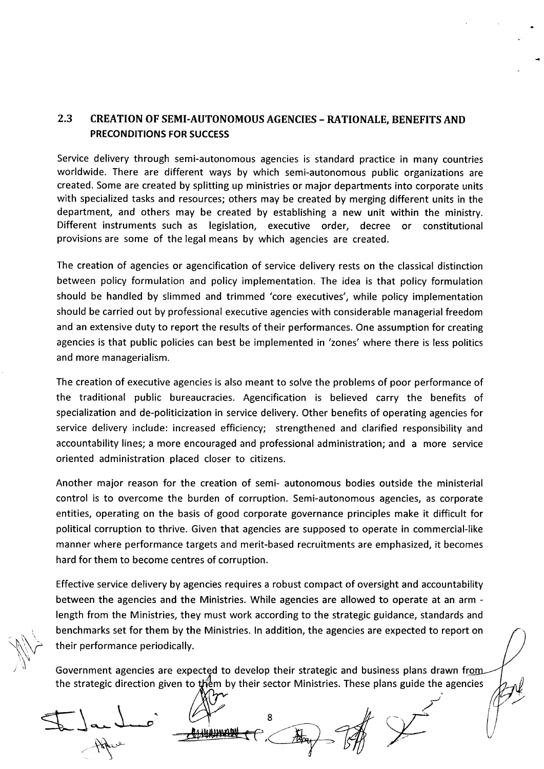## 2.3 CREATION OF SEMI-AUTONOMOUS AGENCIES – RATIONALE, BENEFITS AND PRECONDITIONS FOR SUCCESS

Service delivery through semi-autonomous agencies is standard practice in many countries worldwide. There are different ways by which semi-autonomous public organizations are created. Some are created by splitting up ministries or major departments into corporate units with specialized tasks and resources; others may be created by merging different units in the department, and others may be created by establishing a new unit within the ministry. Different instruments such as legislation, executive order, decree or constitutional provisions are some of the legal means by which agencies are created.

The creation of agencies or agencification of service delivery rests on the classical distinction between policy formulation and policy implementation. The idea is that policy formulation should be handled by slimmed and trimmed 'core executives', while policy implementation should be carried out by professional executive agencies with considerable managerial freedom and an extensive duty to report the results of their performances. One assumption for creating agencies is that public policies can best be implemented in 'zones' where there is less politics and more managerialism.

The creation of executive agencies is also meant to solve the problems of poor performance of the traditional public bureaucracies. Agencification is believed carry the benefits of specialization and de-politicization in service delivery. Other benefits of operating agencies for service delivery include: increased efficiency; strengthened and clarified responsibility and accountability lines; a more encouraged and professional administration; and a more service oriented administration placed closer to citizens.

Another major reason for the creation of semi- autonomous bodies outside the ministerial control is to overcome the burden of corruption. Semi-autonomous agencies, as corporate entities, operating on the basis of good corporate governance principles make it difficult for political corruption to thrive. Given that agencies are supposed to operate in commercial-like manner where performance targets and merit-based recruitments are emphasized, it becomes hard for them to become centres of corruption.

Effective service delivery by agencies requires a robust compact of oversight and accountability between the agencies and the Ministries. While agencies are allowed to operate at an arm - length from the Ministries, they must work according to the strategic guidance, standards and benchmarks set for them by the Ministries. In addition, the agencies are expected to report on their performance periodically.

Government agencies are expected to develop their strategic and business plans drawn from the strategic direction given to them by their sector Ministries. These plans guide the agencies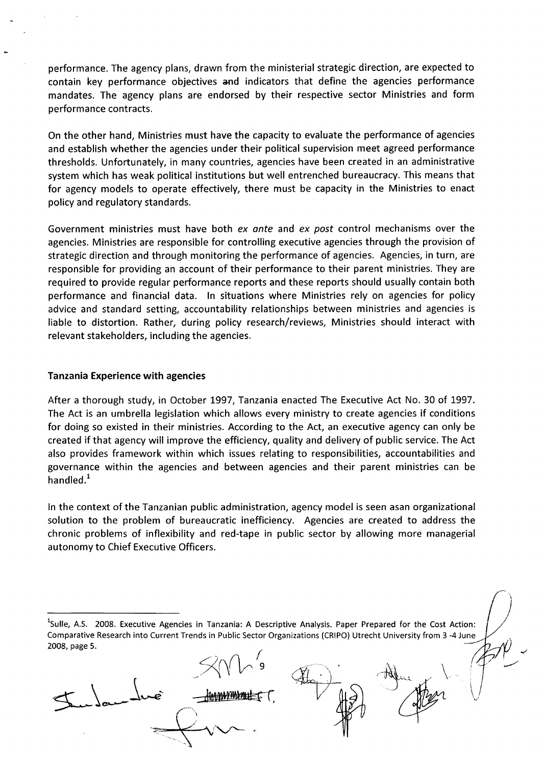performance. The agency plans, drawn from the ministerial strategic direction, are expected to contain key performance objectives and indicators that define the agencies performance mandates. The agency plans are endorsed by their respective sector Ministries and form performance contracts.

On the other hand, Ministries must have the capacity to evaluate the performance of agencies and establish whether the agencies under their political supervision meet agreed performance thresholds. Unfortunately, in many countries, agencies have been created in an administrative system which has weak political institutions but well entrenched bureaucracy. This means that for agency models to operate effectively, there must be capacity in the Ministries to enact policy and regulatory standards.

Government ministries must have both *ex ante* and *ex post* control mechanisms over the agencies. Ministries are responsible for controlling executive agencies through the provision of strategic direction and through monitoring the performance of agencies. Agencies, in turn, are responsible for providing an account of their performance to their parent ministries. They are required to provide regular performance reports and these reports should usually contain both performance and financial data. In situations where Ministries rely on agencies for policy advice and standard setting, accountability relationships between ministries and agencies is liable to distortion. Rather, during policy research/reviews, Ministries should interact with relevant stakeholders, including the agencies.

### Tanzania Experience with agencies

After a thorough study, in October 1997, Tanzania enacted The Executive Act No. 30 of 1997. The Act is an umbrella legislation which allows every ministry to create agencies if conditions for doing so existed in their ministries. According to the Act, an executive agency can only be created if that agency will improve the efficiency, quality and delivery of public service. The Act also provides framework within which issues relating to responsibilities, accountabilities and governance within the agencies and between agencies and their parent ministries can be handled.[1]

In the context of the Tanzanian public administration, agency model is seen asan organizational solution to the problem of bureaucratic inefficiency. Agencies are created to address the chronic problems of inflexibility and red-tape in public sector by allowing more managerial autonomy to Chief Executive Officers.

---

[1] Sulle, A.S. 2008. Executive Agencies in Tanzania: A Descriptive Analysis. Paper Prepared for the Cost Action: Comparative Research into Current Trends in Public Sector Organizations (CRIPO) Utrecht University from 3 -4 June 2008, page 5.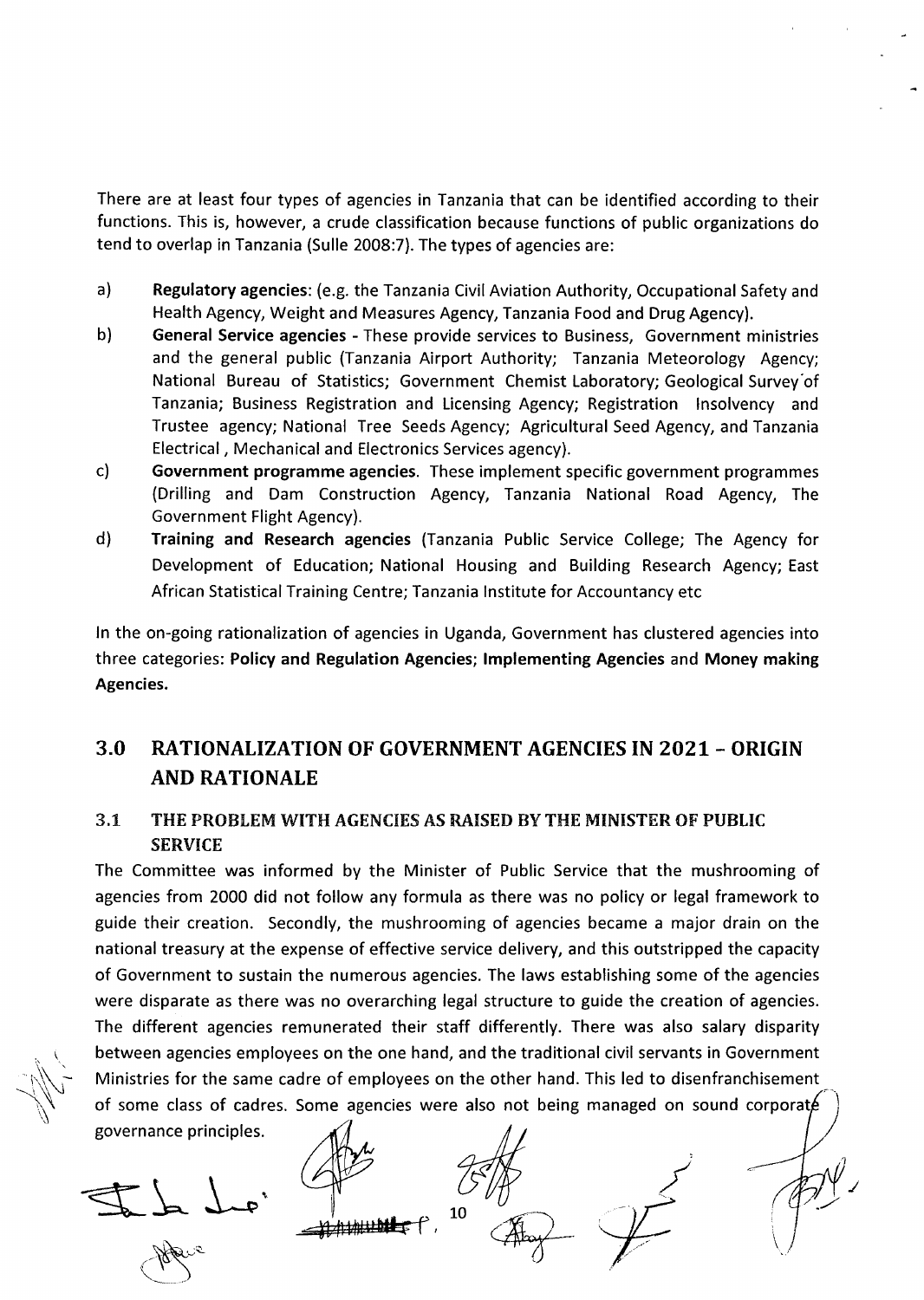There are at least four types of agencies in Tanzania that can be identified according to their functions. This is, however, a crude classification because functions of public organizations do tend to overlap in Tanzania (Sulle 2008:7). The types of agencies are:

a) **Regulatory agencies**: (e.g. the Tanzania Civil Aviation Authority, Occupational Safety and Health Agency, Weight and Measures Agency, Tanzania Food and Drug Agency).

b) **General Service agencies** - These provide services to Business, Government ministries and the general public (Tanzania Airport Authority; Tanzania Meteorology Agency; National Bureau of Statistics; Government Chemist Laboratory; Geological Survey of Tanzania; Business Registration and Licensing Agency; Registration Insolvency and Trustee agency; National Tree Seeds Agency; Agricultural Seed Agency, and Tanzania Electrical , Mechanical and Electronics Services agency).

c) **Government programme agencies**. These implement specific government programmes (Drilling and Dam Construction Agency, Tanzania National Road Agency, The Government Flight Agency).

d) **Training and Research agencies** (Tanzania Public Service College; The Agency for Development of Education; National Housing and Building Research Agency; East African Statistical Training Centre; Tanzania Institute for Accountancy etc

In the on-going rationalization of agencies in Uganda, Government has clustered agencies into three categories: **Policy and Regulation Agencies**; **Implementing Agencies** and **Money making Agencies.**

## 3.0 RATIONALIZATION OF GOVERNMENT AGENCIES IN 2021 - ORIGIN AND RATIONALE

### 3.1 THE PROBLEM WITH AGENCIES AS RAISED BY THE MINISTER OF PUBLIC SERVICE

The Committee was informed by the Minister of Public Service that the mushrooming of agencies from 2000 did not follow any formula as there was no policy or legal framework to guide their creation. Secondly, the mushrooming of agencies became a major drain on the national treasury at the expense of effective service delivery, and this outstripped the capacity of Government to sustain the numerous agencies. The laws establishing some of the agencies were disparate as there was no overarching legal structure to guide the creation of agencies. The different agencies remunerated their staff differently. There was also salary disparity between agencies employees on the one hand, and the traditional civil servants in Government Ministries for the same cadre of employees on the other hand. This led to disenfranchisement of some class of cadres. Some agencies were also not being managed on sound corporate governance principles.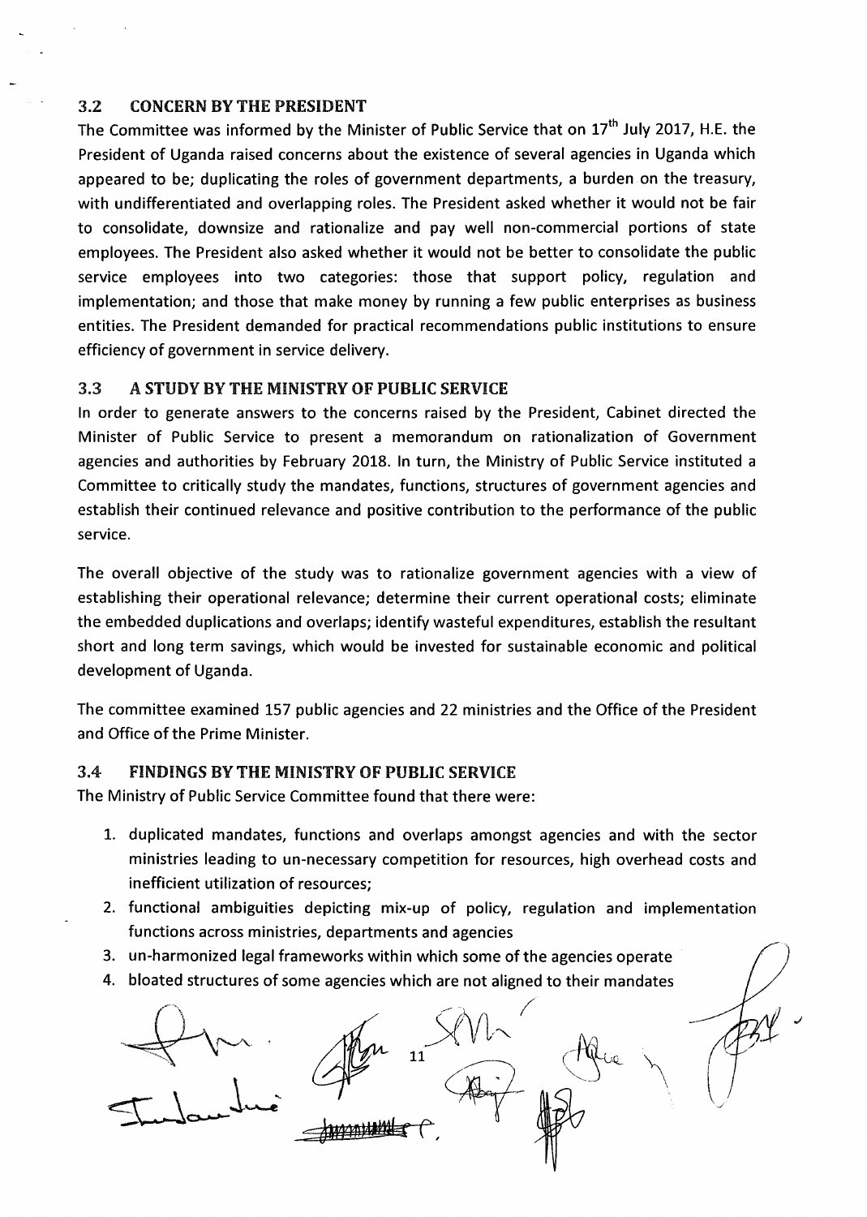### 3.2 CONCERN BY THE PRESIDENT

The Committee was informed by the Minister of Public Service that on 17th July 2017, H.E. the President of Uganda raised concerns about the existence of several agencies in Uganda which appeared to be; duplicating the roles of government departments, a burden on the treasury, with undifferentiated and overlapping roles. The President asked whether it would not be fair to consolidate, downsize and rationalize and pay well non-commercial portions of state employees. The President also asked whether it would not be better to consolidate the public service employees into two categories: those that support policy, regulation and implementation; and those that make money by running a few public enterprises as business entities. The President demanded for practical recommendations public institutions to ensure efficiency of government in service delivery.

### 3.3 A STUDY BY THE MINISTRY OF PUBLIC SERVICE

In order to generate answers to the concerns raised by the President, Cabinet directed the Minister of Public Service to present a memorandum on rationalization of Government agencies and authorities by February 2018. In turn, the Ministry of Public Service instituted a Committee to critically study the mandates, functions, structures of government agencies and establish their continued relevance and positive contribution to the performance of the public service.

The overall objective of the study was to rationalize government agencies with a view of establishing their operational relevance; determine their current operational costs; eliminate the embedded duplications and overlaps; identify wasteful expenditures, establish the resultant short and long term savings, which would be invested for sustainable economic and political development of Uganda.

The committee examined 157 public agencies and 22 ministries and the Office of the President and Office of the Prime Minister.

### 3.4 FINDINGS BY THE MINISTRY OF PUBLIC SERVICE

The Ministry of Public Service Committee found that there were:

1. duplicated mandates, functions and overlaps amongst agencies and with the sector ministries leading to un-necessary competition for resources, high overhead costs and inefficient utilization of resources;
2. functional ambiguities depicting mix-up of policy, regulation and implementation functions across ministries, departments and agencies
3. un-harmonized legal frameworks within which some of the agencies operate
4. bloated structures of some agencies which are not aligned to their mandates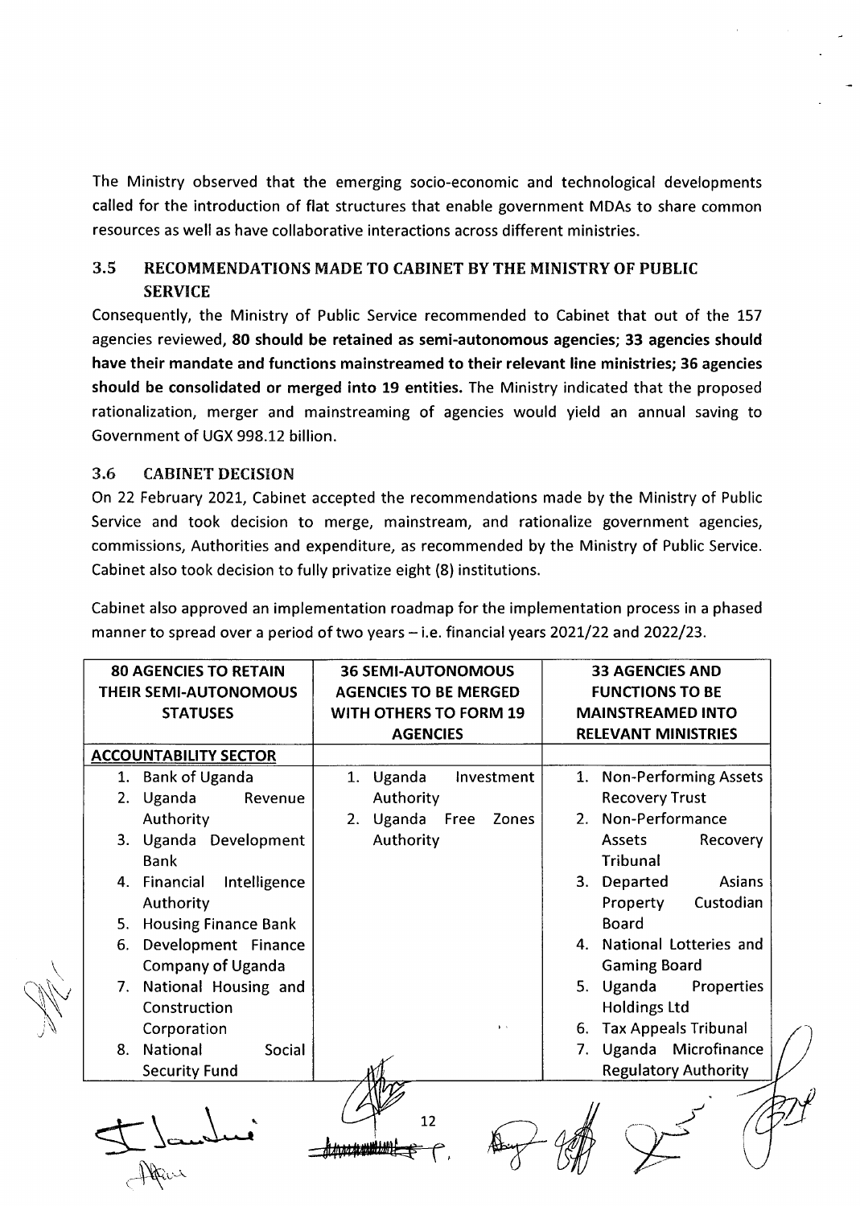The Ministry observed that the emerging socio-economic and technological developments called for the introduction of flat structures that enable government MDAs to share common resources as well as have collaborative interactions across different ministries.

## 3.5 RECOMMENDATIONS MADE TO CABINET BY THE MINISTRY OF PUBLIC SERVICE

Consequently, the Ministry of Public Service recommended to Cabinet that out of the 157 agencies reviewed, **80 should be retained as semi-autonomous agencies; 33 agencies should have their mandate and functions mainstreamed to their relevant line ministries; 36 agencies should be consolidated or merged into 19 entities.** The Ministry indicated that the proposed rationalization, merger and mainstreaming of agencies would yield an annual saving to Government of UGX 998.12 billion.

## 3.6 CABINET DECISION

On 22 February 2021, Cabinet accepted the recommendations made by the Ministry of Public Service and took decision to merge, mainstream, and rationalize government agencies, commissions, Authorities and expenditure, as recommended by the Ministry of Public Service. Cabinet also took decision to fully privatize eight (8) institutions.

Cabinet also approved an implementation roadmap for the implementation process in a phased manner to spread over a period of two years – i.e. financial years 2021/22 and 2022/23.

| 80 AGENCIES TO RETAIN THEIR SEMI-AUTONOMOUS STATUSES | 36 SEMI-AUTONOMOUS AGENCIES TO BE MERGED WITH OTHERS TO FORM 19 AGENCIES | 33 AGENCIES AND FUNCTIONS TO BE MAINSTREAMED INTO RELEVANT MINISTRIES |
|---|---|---|
| **ACCOUNTABILITY SECTOR** | | |
| 1. Bank of Uganda<br>2. Uganda Revenue Authority<br>3. Uganda Development Bank<br>4. Financial Intelligence Authority<br>5. Housing Finance Bank<br>6. Development Finance Company of Uganda<br>7. National Housing and Construction Corporation<br>8. National Social Security Fund | 1. Uganda Investment Authority<br>2. Uganda Free Zones Authority | 1. Non-Performing Assets Recovery Trust<br>2. Non-Performance Assets Recovery Tribunal<br>3. Departed Asians Property Custodian Board<br>4. National Lotteries and Gaming Board<br>5. Uganda Properties Holdings Ltd<br>6. Tax Appeals Tribunal<br>7. Uganda Microfinance Regulatory Authority |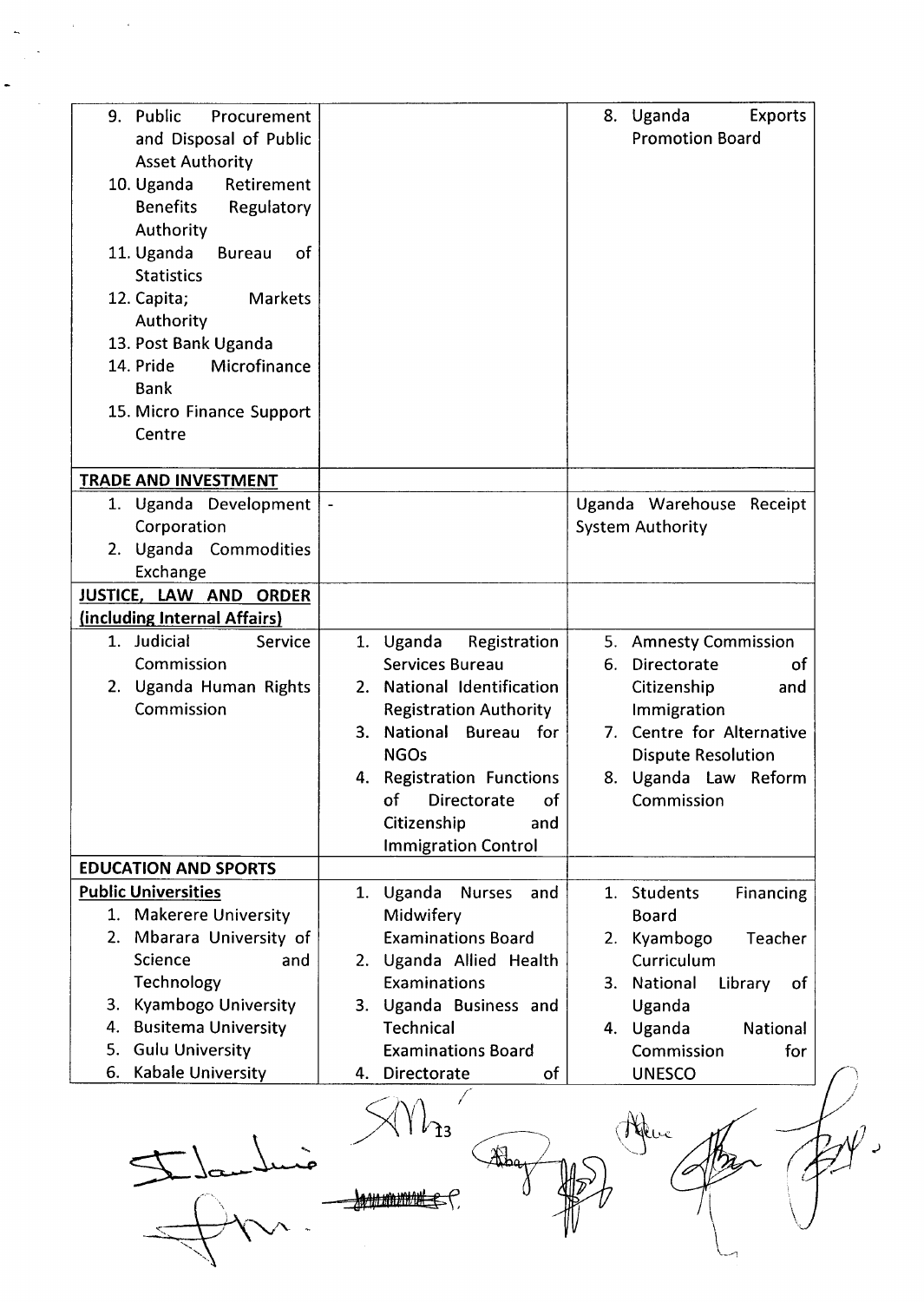| | | |
|---|---|---|
| 9. Public Procurement and Disposal of Public Asset Authority<br>10. Uganda Retirement Benefits Regulatory Authority<br>11. Uganda Bureau of Statistics<br>12. Capita; Markets Authority<br>13. Post Bank Uganda<br>14. Pride Microfinance Bank<br>15. Micro Finance Support Centre | | 8. Uganda Exports Promotion Board |
| **TRADE AND INVESTMENT** | | |
| 1. Uganda Development Corporation<br>2. Uganda Commodities Exchange | - | Uganda Warehouse Receipt System Authority |
| **JUSTICE, LAW AND ORDER (including Internal Affairs)** | | |
| 1. Judicial Service Commission<br>2. Uganda Human Rights Commission | 1. Uganda Registration Services Bureau<br>2. National Identification Registration Authority<br>3. National Bureau for NGOs<br>4. Registration Functions of Directorate of Citizenship and Immigration Control | 5. Amnesty Commission<br>6. Directorate of Citizenship and Immigration<br>7. Centre for Alternative Dispute Resolution<br>8. Uganda Law Reform Commission |
| **EDUCATION AND SPORTS** | | |
| **Public Universities**<br>1. Makerere University<br>2. Mbarara University of Science and Technology<br>3. Kyambogo University<br>4. Busitema University<br>5. Gulu University<br>6. Kabale University | 1. Uganda Nurses and Midwifery Examinations Board<br>2. Uganda Allied Health Examinations<br>3. Uganda Business and Technical Examinations Board<br>4. Directorate of | 1. Students Financing Board<br>2. Kyambogo Teacher Curriculum<br>3. National Library of Uganda<br>4. Uganda National Commission for UNESCO |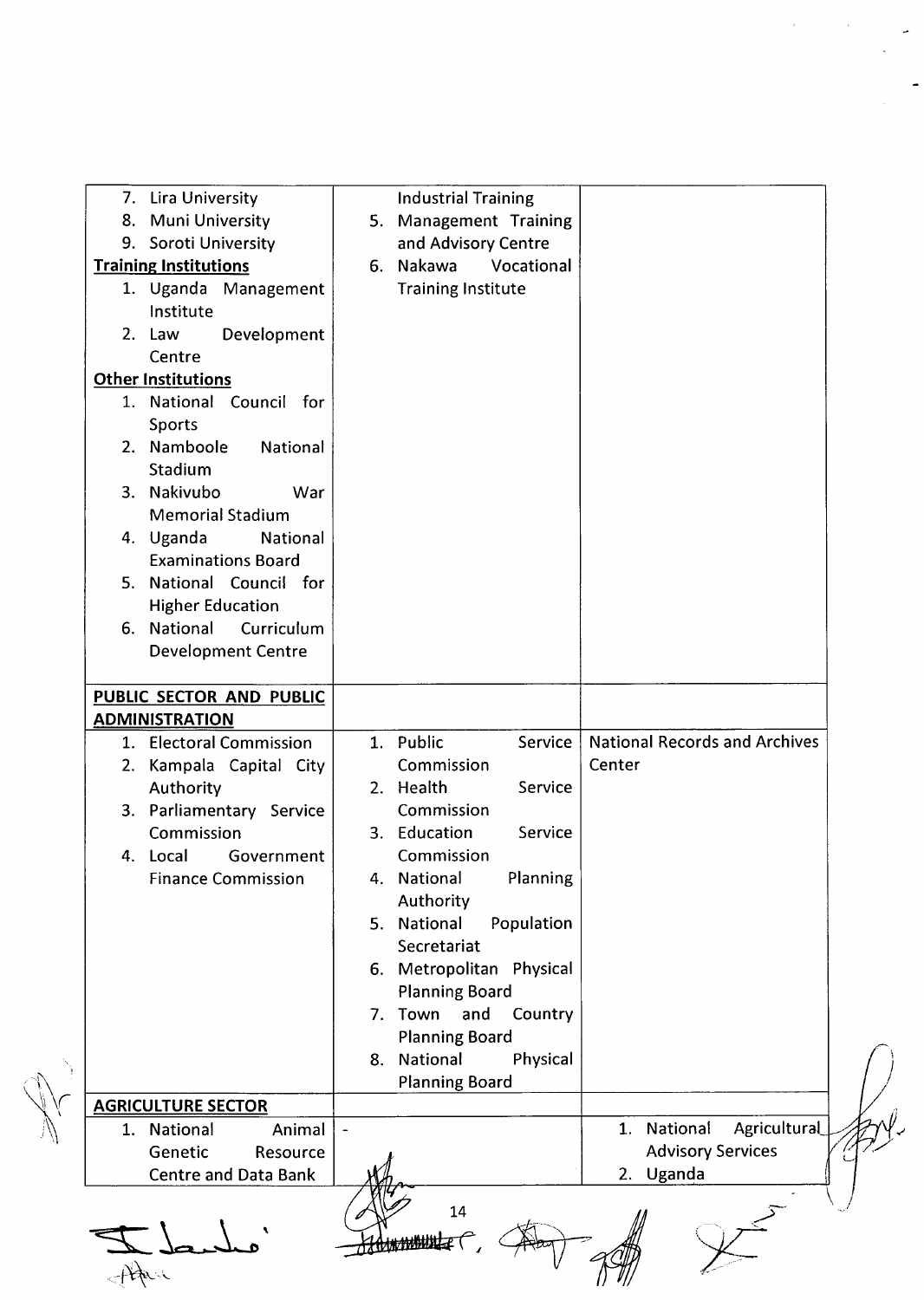| | | |
|---|---|---|
| 7. Lira University<br>8. Muni University<br>9. Soroti University<br>**Training Institutions**<br>1. Uganda Management Institute<br>2. Law Development Centre<br>**Other Institutions**<br>1. National Council for Sports<br>2. Namboole National Stadium<br>3. Nakivubo War Memorial Stadium<br>4. Uganda National Examinations Board<br>5. National Council for Higher Education<br>6. National Curriculum Development Centre | Industrial Training<br>5. Management Training and Advisory Centre<br>6. Nakawa Vocational Training Institute | |
| **PUBLIC SECTOR AND PUBLIC ADMINISTRATION** | | |
| 1. Electoral Commission<br>2. Kampala Capital City Authority<br>3. Parliamentary Service Commission<br>4. Local Government Finance Commission | 1. Public Service Commission<br>2. Health Service Commission<br>3. Education Service Commission<br>4. National Planning Authority<br>5. National Population Secretariat<br>6. Metropolitan Physical Planning Board<br>7. Town and Country Planning Board<br>8. National Physical Planning Board | National Records and Archives Center |
| **AGRICULTURE SECTOR** | | |
| 1. National Animal Genetic Resource Centre and Data Bank | - | 1. National Agricultural Advisory Services<br>2. Uganda |